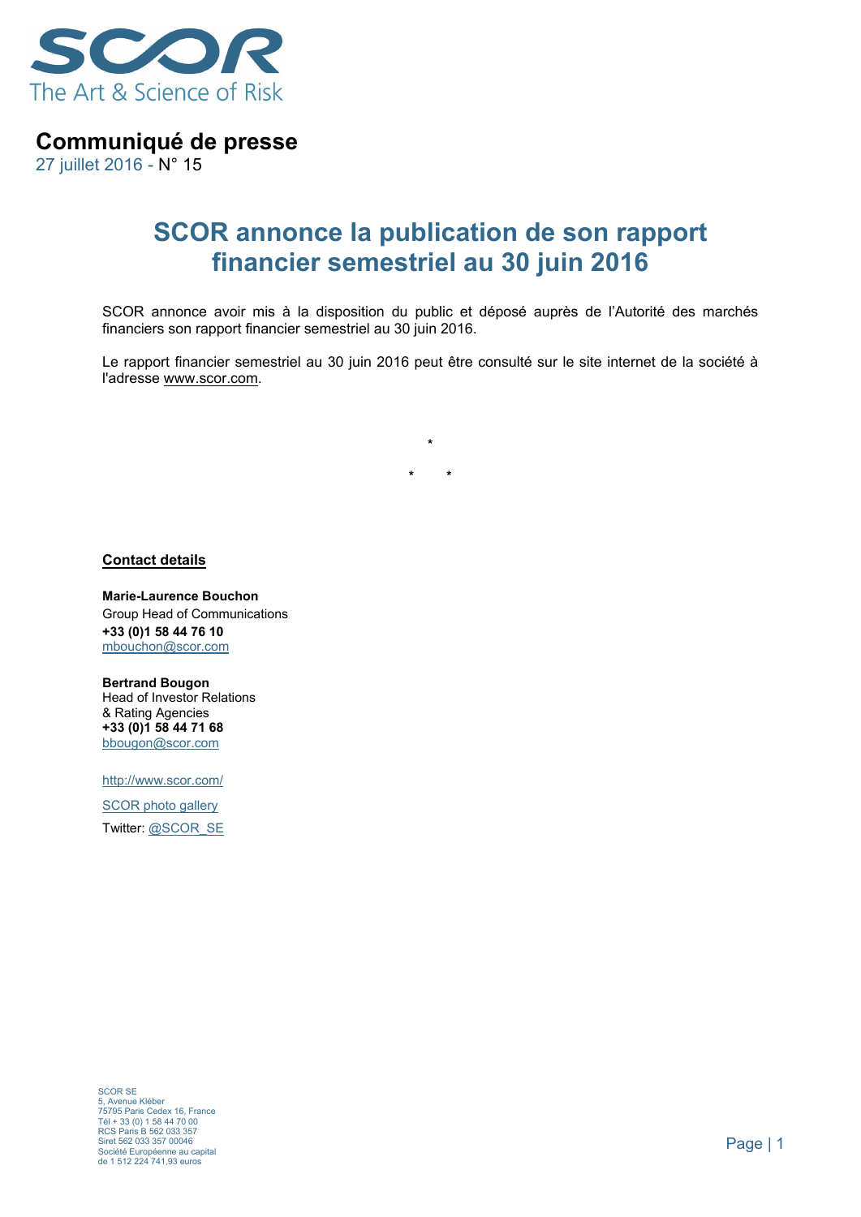SCOR
The Art & Science of Risk

## Communiqué de presse

27 juillet 2016 - N° 15

# SCOR annonce la publication de son rapport financier semestriel au 30 juin 2016

SCOR annonce avoir mis à la disposition du public et déposé auprès de l'Autorité des marchés financiers son rapport financier semestriel au 30 juin 2016.

Le rapport financier semestriel au 30 juin 2016 peut être consulté sur le site internet de la société à l'adresse www.scor.com.

*

\*       *

**Contact details**

**Marie-Laurence Bouchon**
Group Head of Communications
**+33 (0)1 58 44 76 10**
mbouchon@scor.com

**Bertrand Bougon**
Head of Investor Relations
& Rating Agencies
**+33 (0)1 58 44 71 68**
bbougon@scor.com

http://www.scor.com/

SCOR photo gallery

Twitter: @SCOR_SE

SCOR SE
5, Avenue Kléber
75795 Paris Cedex 16, France
Tél + 33 (0) 1 58 44 70 00
RCS Paris B 562 033 357
Siret 562 033 357 00046
Société Européenne au capital
de 1 512 224 741,93 euros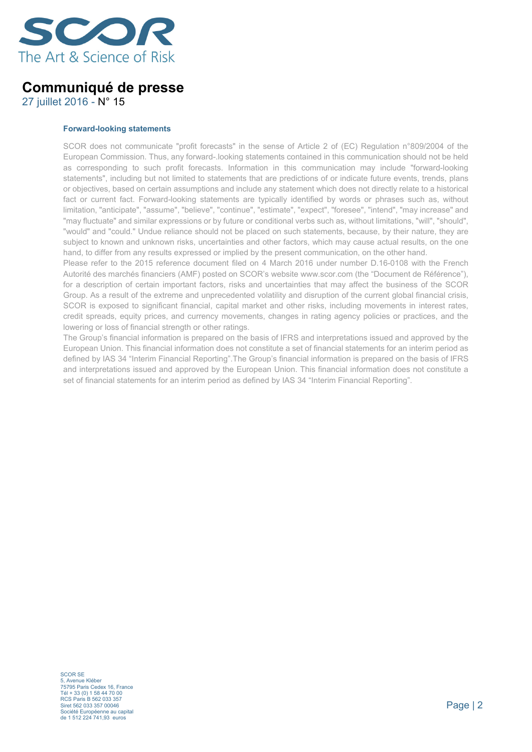# Communiqué de presse

27 juillet 2016 - N° 15

**Forward-looking statements**

SCOR does not communicate "profit forecasts" in the sense of Article 2 of (EC) Regulation n°809/2004 of the European Commission. Thus, any forward-.looking statements contained in this communication should not be held as corresponding to such profit forecasts. Information in this communication may include "forward-looking statements", including but not limited to statements that are predictions of or indicate future events, trends, plans or objectives, based on certain assumptions and include any statement which does not directly relate to a historical fact or current fact. Forward-looking statements are typically identified by words or phrases such as, without limitation, "anticipate", "assume", "believe", "continue", "estimate", "expect", "foresee", "intend", "may increase" and "may fluctuate" and similar expressions or by future or conditional verbs such as, without limitations, "will", "should", "would" and "could." Undue reliance should not be placed on such statements, because, by their nature, they are subject to known and unknown risks, uncertainties and other factors, which may cause actual results, on the one hand, to differ from any results expressed or implied by the present communication, on the other hand.

Please refer to the 2015 reference document filed on 4 March 2016 under number D.16-0108 with the French Autorité des marchés financiers (AMF) posted on SCOR's website www.scor.com (the "Document de Référence"), for a description of certain important factors, risks and uncertainties that may affect the business of the SCOR Group. As a result of the extreme and unprecedented volatility and disruption of the current global financial crisis, SCOR is exposed to significant financial, capital market and other risks, including movements in interest rates, credit spreads, equity prices, and currency movements, changes in rating agency policies or practices, and the lowering or loss of financial strength or other ratings.

The Group's financial information is prepared on the basis of IFRS and interpretations issued and approved by the European Union. This financial information does not constitute a set of financial statements for an interim period as defined by IAS 34 "Interim Financial Reporting".The Group's financial information is prepared on the basis of IFRS and interpretations issued and approved by the European Union. This financial information does not constitute a set of financial statements for an interim period as defined by IAS 34 "Interim Financial Reporting".

SCOR SE
5, Avenue Kléber
75795 Paris Cedex 16, France
Tél + 33 (0) 1 58 44 70 00
RCS Paris B 562 033 357
Siret 562 033 357 00046
Société Européenne au capital de 1 512 224 741,93 euros